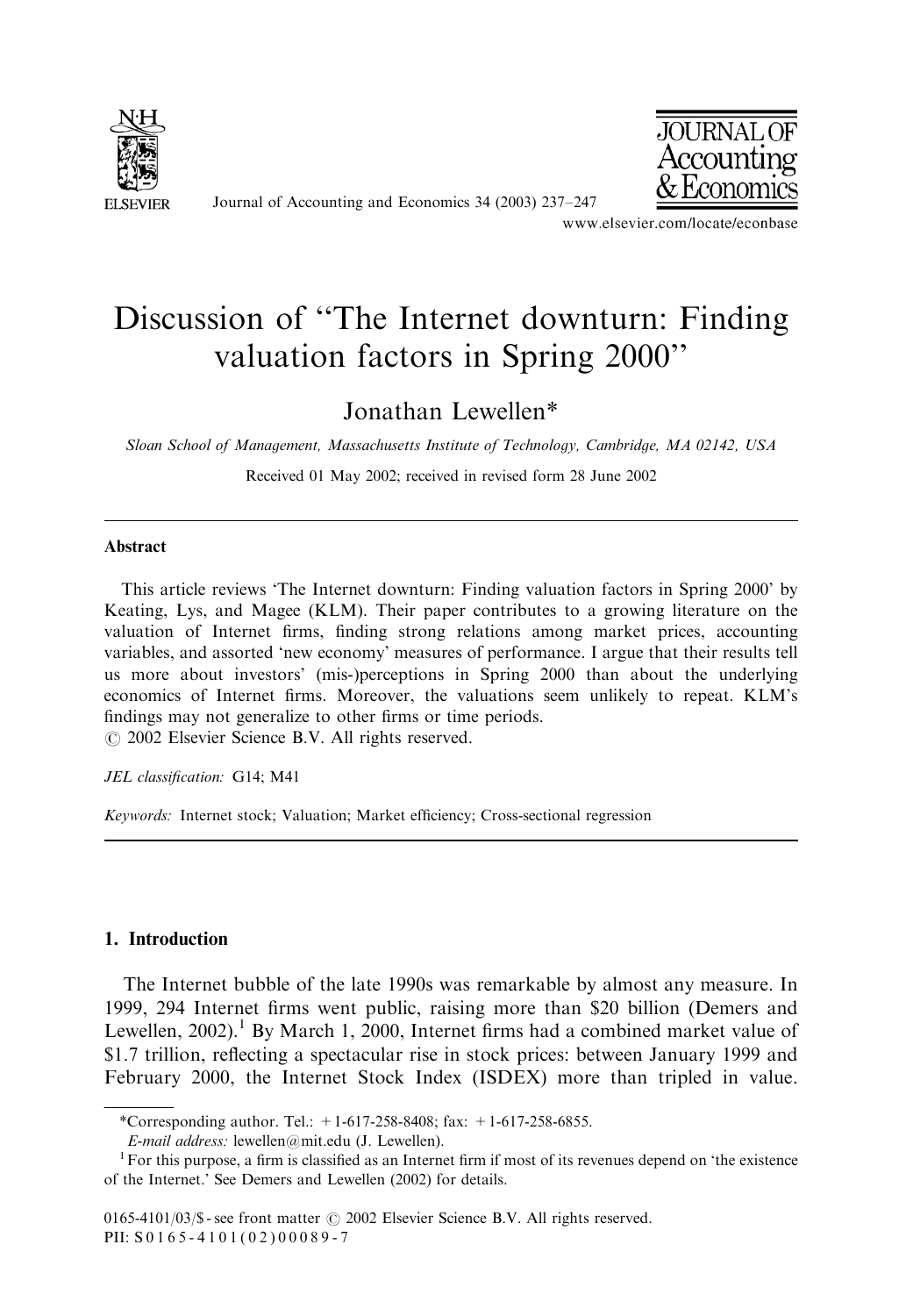# Discussion of "The Internet downturn: Finding valuation factors in Spring 2000"

Jonathan Lewellen*

*Sloan School of Management, Massachusetts Institute of Technology, Cambridge, MA 02142, USA*

Received 01 May 2002; received in revised form 28 June 2002

## Abstract

This article reviews 'The Internet downturn: Finding valuation factors in Spring 2000' by Keating, Lys, and Magee (KLM). Their paper contributes to a growing literature on the valuation of Internet firms, finding strong relations among market prices, accounting variables, and assorted 'new economy' measures of performance. I argue that their results tell us more about investors' (mis-)perceptions in Spring 2000 than about the underlying economics of Internet firms. Moreover, the valuations seem unlikely to repeat. KLM's findings may not generalize to other firms or time periods.
© 2002 Elsevier Science B.V. All rights reserved.

*JEL classification:* G14; M41

*Keywords:* Internet stock; Valuation; Market efficiency; Cross-sectional regression

## 1. Introduction

The Internet bubble of the late 1990s was remarkable by almost any measure. In 1999, 294 Internet firms went public, raising more than $20 billion (Demers and Lewellen, 2002).[1] By March 1, 2000, Internet firms had a combined market value of $1.7 trillion, reflecting a spectacular rise in stock prices: between January 1999 and February 2000, the Internet Stock Index (ISDEX) more than tripled in value.

---

*Corresponding author. Tel.: +1-617-258-8408; fax: +1-617-258-6855.
*E-mail address:* lewellen@mit.edu (J. Lewellen).

[1] For this purpose, a firm is classified as an Internet firm if most of its revenues depend on 'the existence of the Internet.' See Demers and Lewellen (2002) for details.

0165-4101/03/$ - see front matter © 2002 Elsevier Science B.V. All rights reserved.
PII: S 0 1 6 5 - 4 1 0 1 ( 0 2 ) 0 0 0 8 9 - 7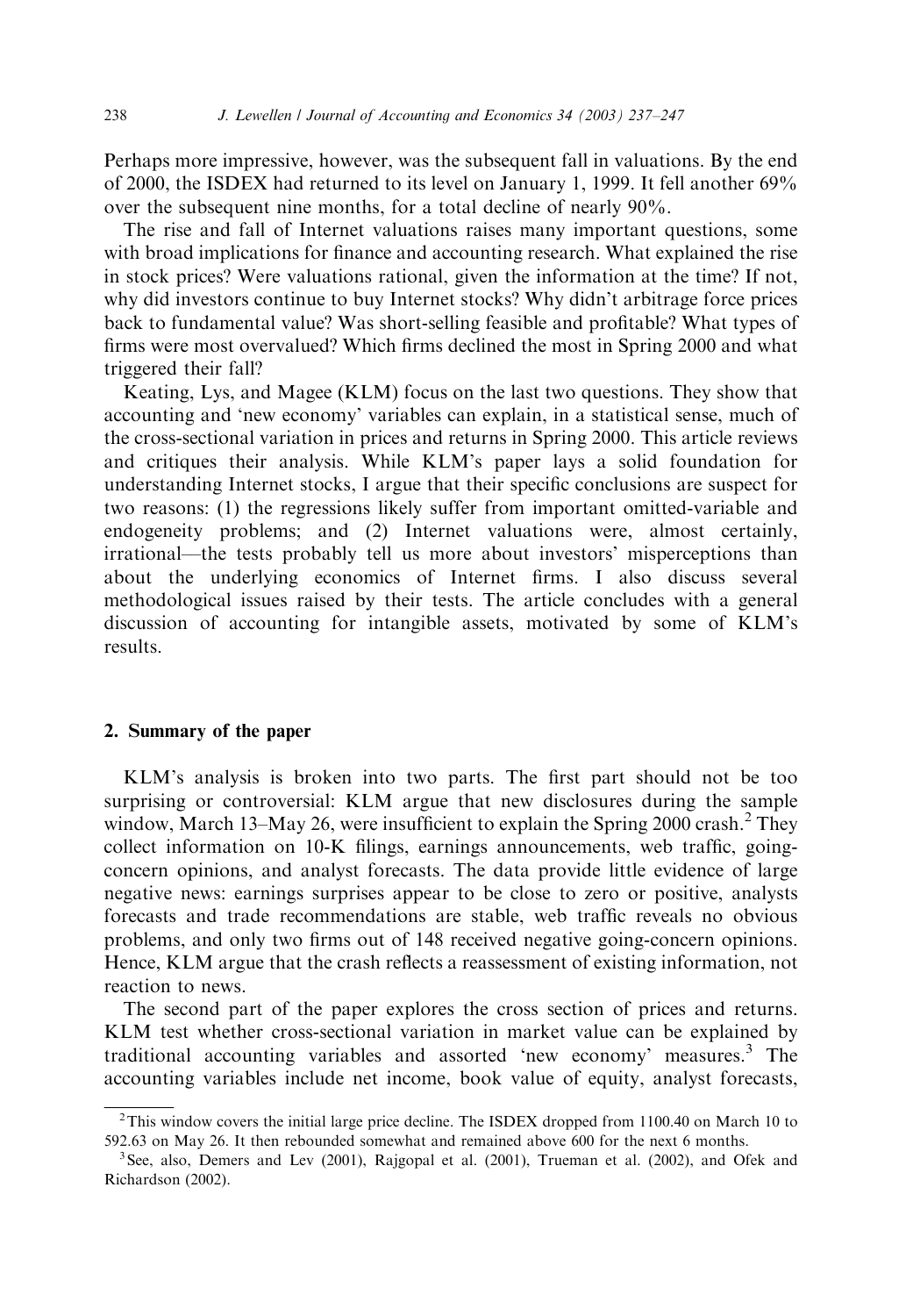Perhaps more impressive, however, was the subsequent fall in valuations. By the end of 2000, the ISDEX had returned to its level on January 1, 1999. It fell another 69% over the subsequent nine months, for a total decline of nearly 90%.

The rise and fall of Internet valuations raises many important questions, some with broad implications for finance and accounting research. What explained the rise in stock prices? Were valuations rational, given the information at the time? If not, why did investors continue to buy Internet stocks? Why didn't arbitrage force prices back to fundamental value? Was short-selling feasible and profitable? What types of firms were most overvalued? Which firms declined the most in Spring 2000 and what triggered their fall?

Keating, Lys, and Magee (KLM) focus on the last two questions. They show that accounting and 'new economy' variables can explain, in a statistical sense, much of the cross-sectional variation in prices and returns in Spring 2000. This article reviews and critiques their analysis. While KLM's paper lays a solid foundation for understanding Internet stocks, I argue that their specific conclusions are suspect for two reasons: (1) the regressions likely suffer from important omitted-variable and endogeneity problems; and (2) Internet valuations were, almost certainly, irrational—the tests probably tell us more about investors' misperceptions than about the underlying economics of Internet firms. I also discuss several methodological issues raised by their tests. The article concludes with a general discussion of accounting for intangible assets, motivated by some of KLM's results.

## 2. Summary of the paper

KLM's analysis is broken into two parts. The first part should not be too surprising or controversial: KLM argue that new disclosures during the sample window, March 13–May 26, were insufficient to explain the Spring 2000 crash.[2] They collect information on 10-K filings, earnings announcements, web traffic, going-concern opinions, and analyst forecasts. The data provide little evidence of large negative news: earnings surprises appear to be close to zero or positive, analysts forecasts and trade recommendations are stable, web traffic reveals no obvious problems, and only two firms out of 148 received negative going-concern opinions. Hence, KLM argue that the crash reflects a reassessment of existing information, not reaction to news.

The second part of the paper explores the cross section of prices and returns. KLM test whether cross-sectional variation in market value can be explained by traditional accounting variables and assorted 'new economy' measures.[3] The accounting variables include net income, book value of equity, analyst forecasts,

---

[2] This window covers the initial large price decline. The ISDEX dropped from 1100.40 on March 10 to 592.63 on May 26. It then rebounded somewhat and remained above 600 for the next 6 months.

[3] See, also, Demers and Lev (2001), Rajgopal et al. (2001), Trueman et al. (2002), and Ofek and Richardson (2002).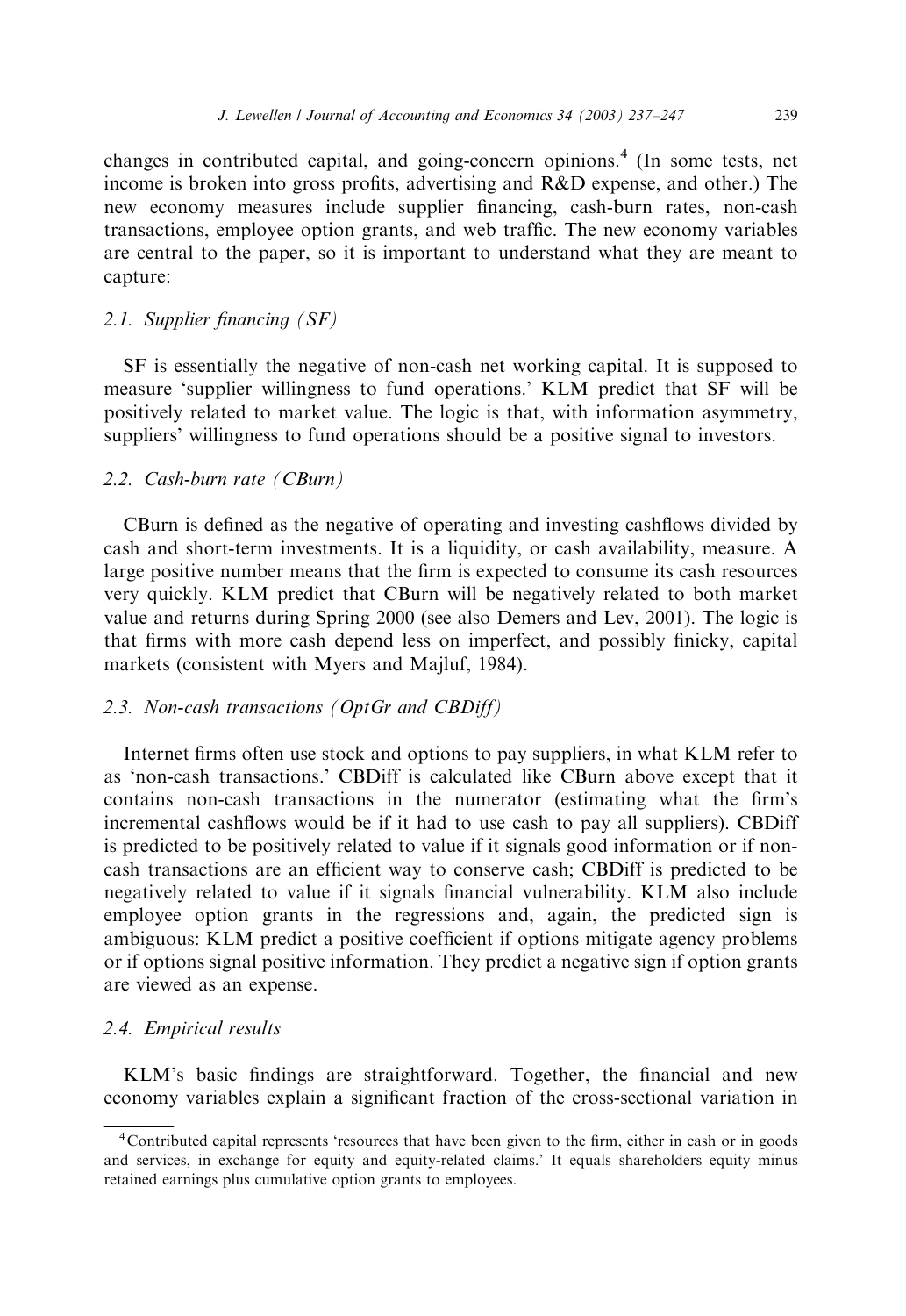changes in contributed capital, and going-concern opinions.[4] (In some tests, net income is broken into gross profits, advertising and R&D expense, and other.) The new economy measures include supplier financing, cash-burn rates, non-cash transactions, employee option grants, and web traffic. The new economy variables are central to the paper, so it is important to understand what they are meant to capture:

### 2.1. Supplier financing (SF)

SF is essentially the negative of non-cash net working capital. It is supposed to measure 'supplier willingness to fund operations.' KLM predict that SF will be positively related to market value. The logic is that, with information asymmetry, suppliers' willingness to fund operations should be a positive signal to investors.

### 2.2. Cash-burn rate (CBurn)

CBurn is defined as the negative of operating and investing cashflows divided by cash and short-term investments. It is a liquidity, or cash availability, measure. A large positive number means that the firm is expected to consume its cash resources very quickly. KLM predict that CBurn will be negatively related to both market value and returns during Spring 2000 (see also Demers and Lev, 2001). The logic is that firms with more cash depend less on imperfect, and possibly finicky, capital markets (consistent with Myers and Majluf, 1984).

### 2.3. Non-cash transactions (OptGr and CBDiff)

Internet firms often use stock and options to pay suppliers, in what KLM refer to as 'non-cash transactions.' CBDiff is calculated like CBurn above except that it contains non-cash transactions in the numerator (estimating what the firm's incremental cashflows would be if it had to use cash to pay all suppliers). CBDiff is predicted to be positively related to value if it signals good information or if non-cash transactions are an efficient way to conserve cash; CBDiff is predicted to be negatively related to value if it signals financial vulnerability. KLM also include employee option grants in the regressions and, again, the predicted sign is ambiguous: KLM predict a positive coefficient if options mitigate agency problems or if options signal positive information. They predict a negative sign if option grants are viewed as an expense.

### 2.4. Empirical results

KLM's basic findings are straightforward. Together, the financial and new economy variables explain a significant fraction of the cross-sectional variation in

---

[4] Contributed capital represents 'resources that have been given to the firm, either in cash or in goods and services, in exchange for equity and equity-related claims.' It equals shareholders equity minus retained earnings plus cumulative option grants to employees.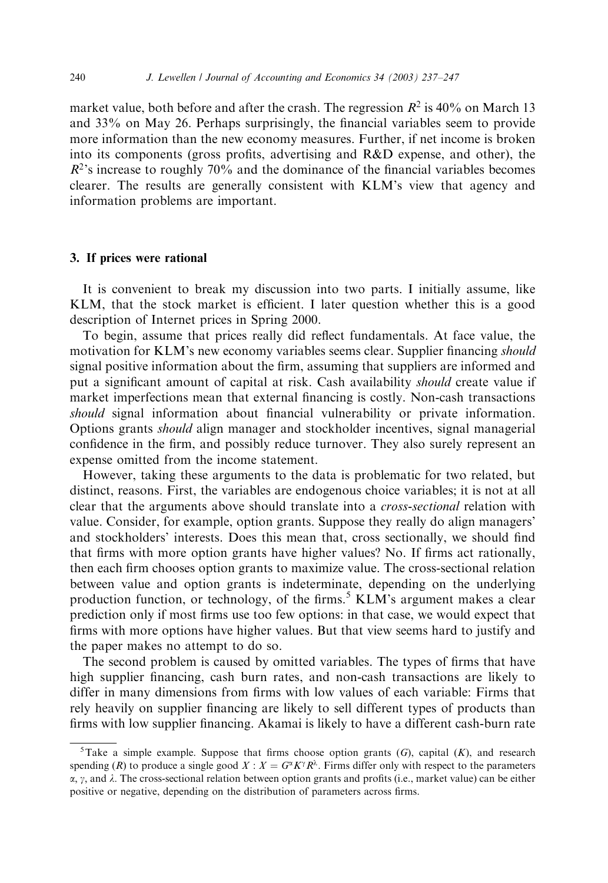market value, both before and after the crash. The regression $R^2$ is 40% on March 13 and 33% on May 26. Perhaps surprisingly, the financial variables seem to provide more information than the new economy measures. Further, if net income is broken into its components (gross profits, advertising and R&D expense, and other), the $R^2$'s increase to roughly 70% and the dominance of the financial variables becomes clearer. The results are generally consistent with KLM's view that agency and information problems are important.

## 3. If prices were rational

It is convenient to break my discussion into two parts. I initially assume, like KLM, that the stock market is efficient. I later question whether this is a good description of Internet prices in Spring 2000.

To begin, assume that prices really did reflect fundamentals. At face value, the motivation for KLM's new economy variables seems clear. Supplier financing *should* signal positive information about the firm, assuming that suppliers are informed and put a significant amount of capital at risk. Cash availability *should* create value if market imperfections mean that external financing is costly. Non-cash transactions *should* signal information about financial vulnerability or private information. Options grants *should* align manager and stockholder incentives, signal managerial confidence in the firm, and possibly reduce turnover. They also surely represent an expense omitted from the income statement.

However, taking these arguments to the data is problematic for two related, but distinct, reasons. First, the variables are endogenous choice variables; it is not at all clear that the arguments above should translate into a *cross-sectional* relation with value. Consider, for example, option grants. Suppose they really do align managers' and stockholders' interests. Does this mean that, cross sectionally, we should find that firms with more option grants have higher values? No. If firms act rationally, then each firm chooses option grants to maximize value. The cross-sectional relation between value and option grants is indeterminate, depending on the underlying production function, or technology, of the firms.[5] KLM's argument makes a clear prediction only if most firms use too few options: in that case, we would expect that firms with more options have higher values. But that view seems hard to justify and the paper makes no attempt to do so.

The second problem is caused by omitted variables. The types of firms that have high supplier financing, cash burn rates, and non-cash transactions are likely to differ in many dimensions from firms with low values of each variable: Firms that rely heavily on supplier financing are likely to sell different types of products than firms with low supplier financing. Akamai is likely to have a different cash-burn rate

---

[5] Take a simple example. Suppose that firms choose option grants ($G$), capital ($K$), and research spending ($R$) to produce a single good $X$ : $X = G^{\alpha} K^{\gamma} R^{\lambda}$. Firms differ only with respect to the parameters $\alpha$, $\gamma$, and $\lambda$. The cross-sectional relation between option grants and profits (i.e., market value) can be either positive or negative, depending on the distribution of parameters across firms.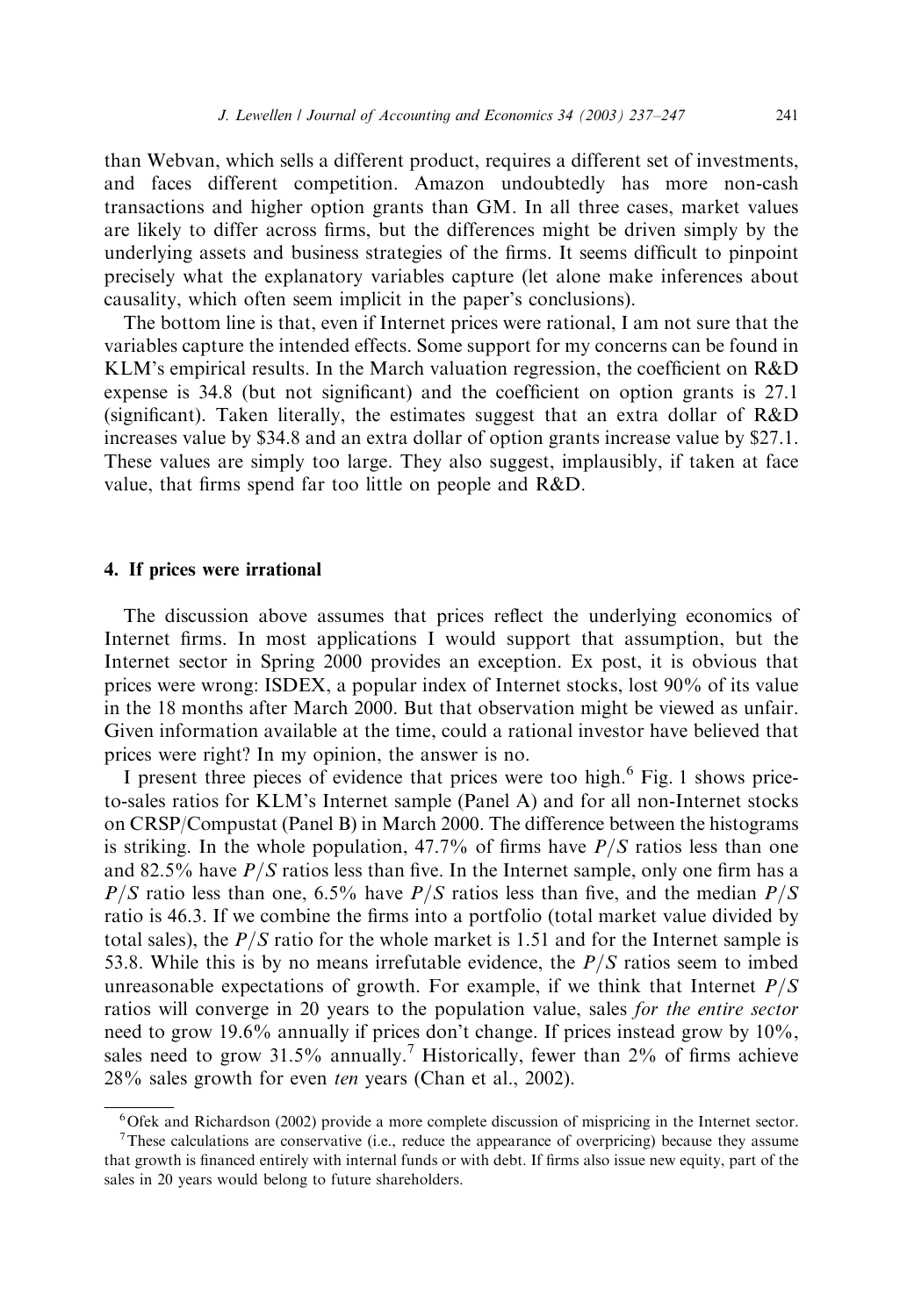than Webvan, which sells a different product, requires a different set of investments, and faces different competition. Amazon undoubtedly has more non-cash transactions and higher option grants than GM. In all three cases, market values are likely to differ across firms, but the differences might be driven simply by the underlying assets and business strategies of the firms. It seems difficult to pinpoint precisely what the explanatory variables capture (let alone make inferences about causality, which often seem implicit in the paper's conclusions).

The bottom line is that, even if Internet prices were rational, I am not sure that the variables capture the intended effects. Some support for my concerns can be found in KLM's empirical results. In the March valuation regression, the coefficient on R&D expense is 34.8 (but not significant) and the coefficient on option grants is 27.1 (significant). Taken literally, the estimates suggest that an extra dollar of R&D increases value by \$34.8 and an extra dollar of option grants increase value by \$27.1. These values are simply too large. They also suggest, implausibly, if taken at face value, that firms spend far too little on people and R&D.

## 4. If prices were irrational

The discussion above assumes that prices reflect the underlying economics of Internet firms. In most applications I would support that assumption, but the Internet sector in Spring 2000 provides an exception. Ex post, it is obvious that prices were wrong: ISDEX, a popular index of Internet stocks, lost 90% of its value in the 18 months after March 2000. But that observation might be viewed as unfair. Given information available at the time, could a rational investor have believed that prices were right? In my opinion, the answer is no.

I present three pieces of evidence that prices were too high.[6] Fig. 1 shows price-to-sales ratios for KLM's Internet sample (Panel A) and for all non-Internet stocks on CRSP/Compustat (Panel B) in March 2000. The difference between the histograms is striking. In the whole population, 47.7% of firms have $P/S$ ratios less than one and 82.5% have $P/S$ ratios less than five. In the Internet sample, only one firm has a $P/S$ ratio less than one, 6.5% have $P/S$ ratios less than five, and the median $P/S$ ratio is 46.3. If we combine the firms into a portfolio (total market value divided by total sales), the $P/S$ ratio for the whole market is 1.51 and for the Internet sample is 53.8. While this is by no means irrefutable evidence, the $P/S$ ratios seem to imbed unreasonable expectations of growth. For example, if we think that Internet $P/S$ ratios will converge in 20 years to the population value, sales *for the entire sector* need to grow 19.6% annually if prices don't change. If prices instead grow by 10%, sales need to grow 31.5% annually.[7] Historically, fewer than 2% of firms achieve 28% sales growth for even *ten* years (Chan et al., 2002).

[6] Ofek and Richardson (2002) provide a more complete discussion of mispricing in the Internet sector.

[7] These calculations are conservative (i.e., reduce the appearance of overpricing) because they assume that growth is financed entirely with internal funds or with debt. If firms also issue new equity, part of the sales in 20 years would belong to future shareholders.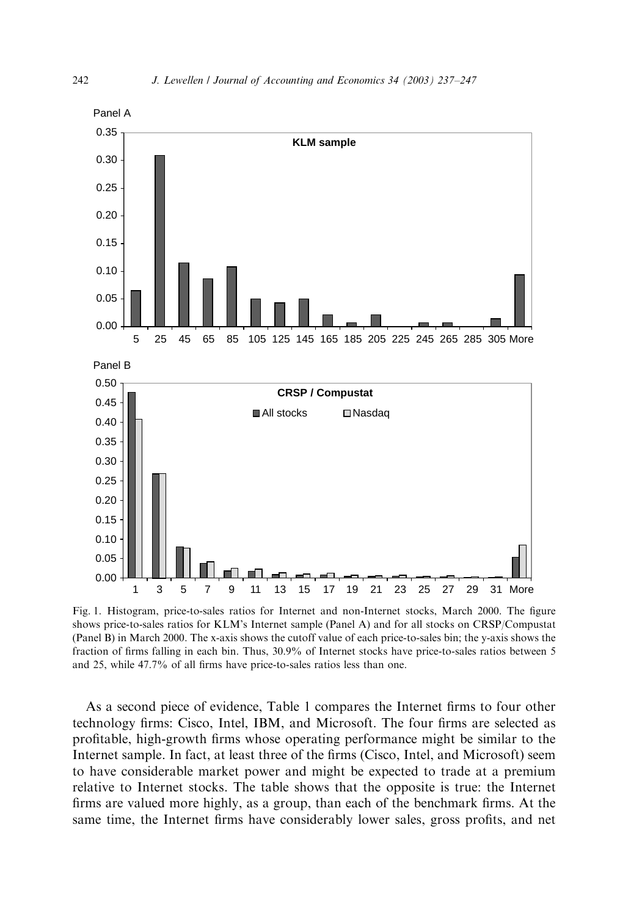Fig. 1. Histogram, price-to-sales ratios for Internet and non-Internet stocks, March 2000. The figure shows price-to-sales ratios for KLM's Internet sample (Panel A) and for all stocks on CRSP/Compustat (Panel B) in March 2000. The x-axis shows the cutoff value of each price-to-sales bin; the y-axis shows the fraction of firms falling in each bin. Thus, 30.9% of Internet stocks have price-to-sales ratios between 5 and 25, while 47.7% of all firms have price-to-sales ratios less than one.

As a second piece of evidence, Table 1 compares the Internet firms to four other technology firms: Cisco, Intel, IBM, and Microsoft. The four firms are selected as profitable, high-growth firms whose operating performance might be similar to the Internet sample. In fact, at least three of the firms (Cisco, Intel, and Microsoft) seem to have considerable market power and might be expected to trade at a premium relative to Internet stocks. The table shows that the opposite is true: the Internet firms are valued more highly, as a group, than each of the benchmark firms. At the same time, the Internet firms have considerably lower sales, gross profits, and net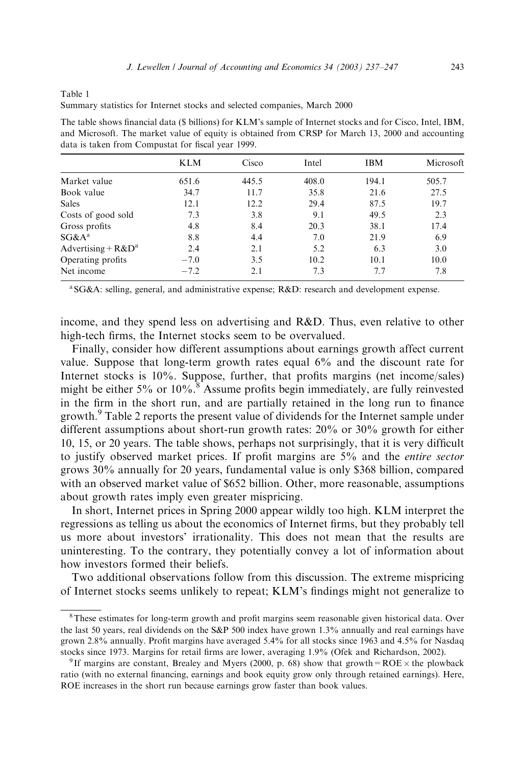Table 1

Summary statistics for Internet stocks and selected companies, March 2000

The table shows financial data ($ billions) for KLM's sample of Internet stocks and for Cisco, Intel, IBM, and Microsoft. The market value of equity is obtained from CRSP for March 13, 2000 and accounting data is taken from Compustat for fiscal year 1999.

| | KLM | Cisco | Intel | IBM | Microsoft |
|---|---|---|---|---|---|
| Market value | 651.6 | 445.5 | 408.0 | 194.1 | 505.7 |
| Book value | 34.7 | 11.7 | 35.8 | 21.6 | 27.5 |
| Sales | 12.1 | 12.2 | 29.4 | 87.5 | 19.7 |
| Costs of good sold | 7.3 | 3.8 | 9.1 | 49.5 | 2.3 |
| Gross profits | 4.8 | 8.4 | 20.3 | 38.1 | 17.4 |
| SG&A[a] | 8.8 | 4.4 | 7.0 | 21.9 | 6.9 |
| Advertising + R&D[a] | 2.4 | 2.1 | 5.2 | 6.3 | 3.0 |
| Operating profits | −7.0 | 3.5 | 10.2 | 10.1 | 10.0 |
| Net income | −7.2 | 2.1 | 7.3 | 7.7 | 7.8 |

[a] SG&A: selling, general, and administrative expense; R&D: research and development expense.

income, and they spend less on advertising and R&D. Thus, even relative to other high-tech firms, the Internet stocks seem to be overvalued.

Finally, consider how different assumptions about earnings growth affect current value. Suppose that long-term growth rates equal 6% and the discount rate for Internet stocks is 10%. Suppose, further, that profits margins (net income/sales) might be either 5% or 10%.[8] Assume profits begin immediately, are fully reinvested in the firm in the short run, and are partially retained in the long run to finance growth.[9] Table 2 reports the present value of dividends for the Internet sample under different assumptions about short-run growth rates: 20% or 30% growth for either 10, 15, or 20 years. The table shows, perhaps not surprisingly, that it is very difficult to justify observed market prices. If profit margins are 5% and the *entire sector* grows 30% annually for 20 years, fundamental value is only $368 billion, compared with an observed market value of $652 billion. Other, more reasonable, assumptions about growth rates imply even greater mispricing.

In short, Internet prices in Spring 2000 appear wildly too high. KLM interpret the regressions as telling us about the economics of Internet firms, but they probably tell us more about investors' irrationality. This does not mean that the results are uninteresting. To the contrary, they potentially convey a lot of information about how investors formed their beliefs.

Two additional observations follow from this discussion. The extreme mispricing of Internet stocks seems unlikely to repeat; KLM's findings might not generalize to

[8] These estimates for long-term growth and profit margins seem reasonable given historical data. Over the last 50 years, real dividends on the S&P 500 index have grown 1.3% annually and real earnings have grown 2.8% annually. Profit margins have averaged 5.4% for all stocks since 1963 and 4.5% for Nasdaq stocks since 1973. Margins for retail firms are lower, averaging 1.9% (Ofek and Richardson, 2002).

[9] If margins are constant, Brealey and Myers (2000, p. 68) show that growth = ROE × the plowback ratio (with no external financing, earnings and book equity grow only through retained earnings). Here, ROE increases in the short run because earnings grow faster than book values.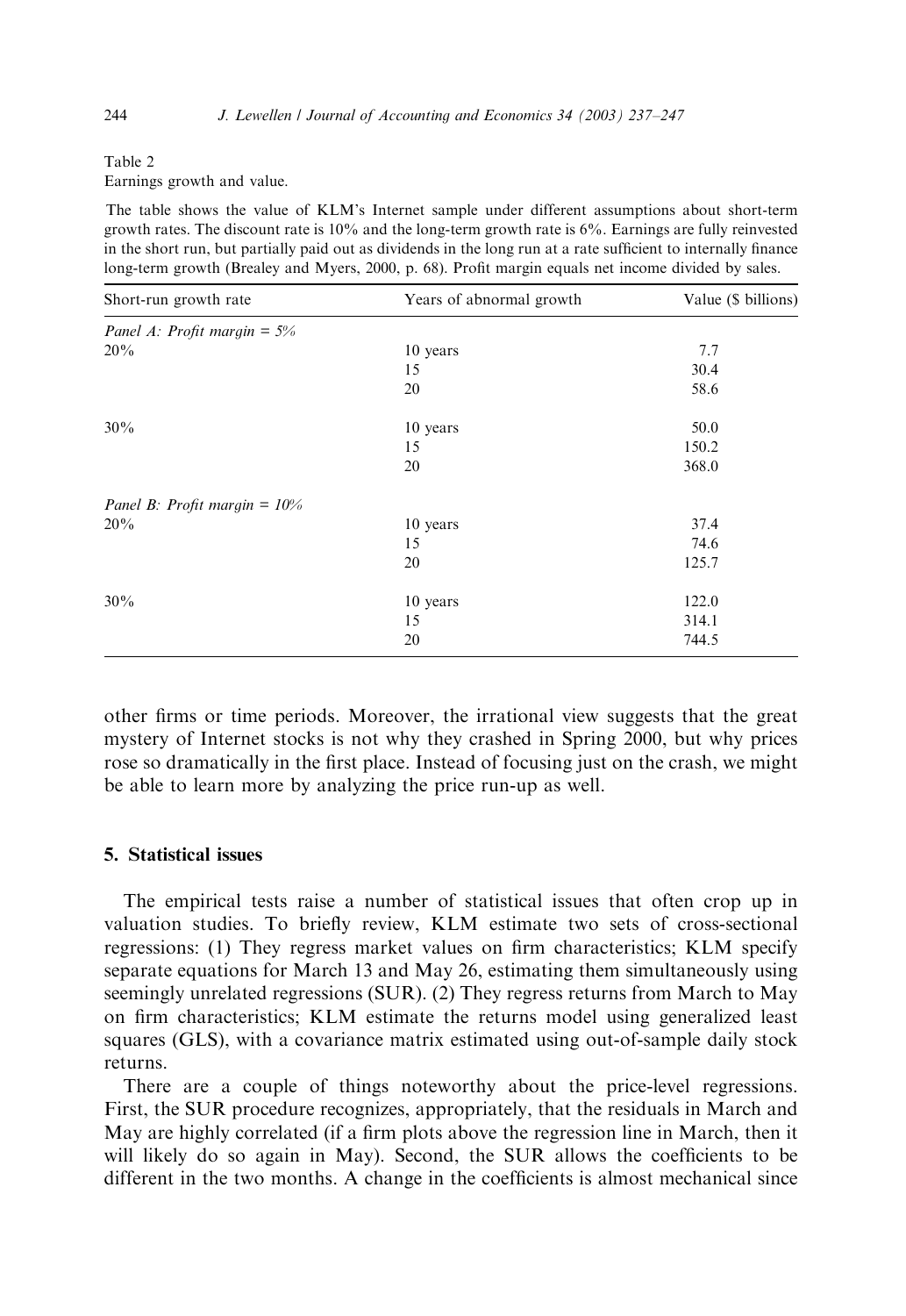Table 2

Earnings growth and value.

The table shows the value of KLM's Internet sample under different assumptions about short-term growth rates. The discount rate is 10% and the long-term growth rate is 6%. Earnings are fully reinvested in the short run, but partially paid out as dividends in the long run at a rate sufficient to internally finance long-term growth (Brealey and Myers, 2000, p. 68). Profit margin equals net income divided by sales.

| Short-run growth rate | Years of abnormal growth | Value ($ billions) |
|---|---|---|
| *Panel A: Profit margin = 5%* | | |
| 20% | 10 years | 7.7 |
| | 15 | 30.4 |
| | 20 | 58.6 |
| 30% | 10 years | 50.0 |
| | 15 | 150.2 |
| | 20 | 368.0 |
| *Panel B: Profit margin = 10%* | | |
| 20% | 10 years | 37.4 |
| | 15 | 74.6 |
| | 20 | 125.7 |
| 30% | 10 years | 122.0 |
| | 15 | 314.1 |
| | 20 | 744.5 |

other firms or time periods. Moreover, the irrational view suggests that the great mystery of Internet stocks is not why they crashed in Spring 2000, but why prices rose so dramatically in the first place. Instead of focusing just on the crash, we might be able to learn more by analyzing the price run-up as well.

## 5. Statistical issues

The empirical tests raise a number of statistical issues that often crop up in valuation studies. To briefly review, KLM estimate two sets of cross-sectional regressions: (1) They regress market values on firm characteristics; KLM specify separate equations for March 13 and May 26, estimating them simultaneously using seemingly unrelated regressions (SUR). (2) They regress returns from March to May on firm characteristics; KLM estimate the returns model using generalized least squares (GLS), with a covariance matrix estimated using out-of-sample daily stock returns.

There are a couple of things noteworthy about the price-level regressions. First, the SUR procedure recognizes, appropriately, that the residuals in March and May are highly correlated (if a firm plots above the regression line in March, then it will likely do so again in May). Second, the SUR allows the coefficients to be different in the two months. A change in the coefficients is almost mechanical since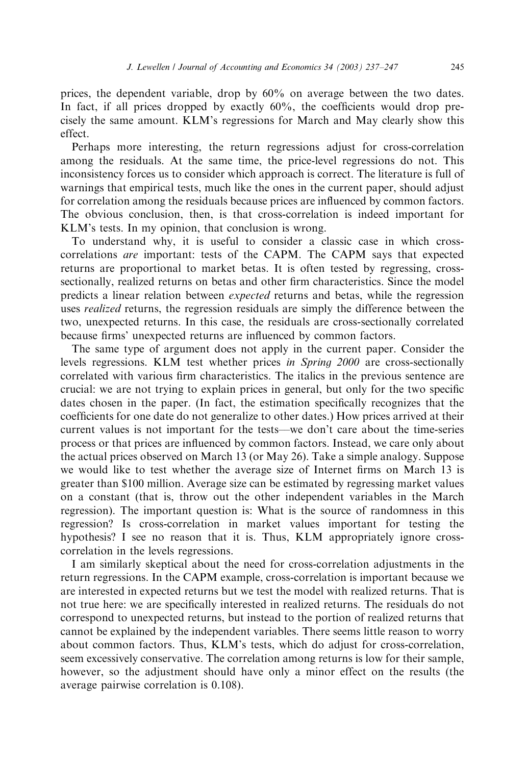prices, the dependent variable, drop by 60% on average between the two dates. In fact, if all prices dropped by exactly 60%, the coefficients would drop precisely the same amount. KLM's regressions for March and May clearly show this effect.

Perhaps more interesting, the return regressions adjust for cross-correlation among the residuals. At the same time, the price-level regressions do not. This inconsistency forces us to consider which approach is correct. The literature is full of warnings that empirical tests, much like the ones in the current paper, should adjust for correlation among the residuals because prices are influenced by common factors. The obvious conclusion, then, is that cross-correlation is indeed important for KLM's tests. In my opinion, that conclusion is wrong.

To understand why, it is useful to consider a classic case in which cross-correlations *are* important: tests of the CAPM. The CAPM says that expected returns are proportional to market betas. It is often tested by regressing, cross-sectionally, realized returns on betas and other firm characteristics. Since the model predicts a linear relation between *expected* returns and betas, while the regression uses *realized* returns, the regression residuals are simply the difference between the two, unexpected returns. In this case, the residuals are cross-sectionally correlated because firms' unexpected returns are influenced by common factors.

The same type of argument does not apply in the current paper. Consider the levels regressions. KLM test whether prices *in Spring 2000* are cross-sectionally correlated with various firm characteristics. The italics in the previous sentence are crucial: we are not trying to explain prices in general, but only for the two specific dates chosen in the paper. (In fact, the estimation specifically recognizes that the coefficients for one date do not generalize to other dates.) How prices arrived at their current values is not important for the tests—we don't care about the time-series process or that prices are influenced by common factors. Instead, we care only about the actual prices observed on March 13 (or May 26). Take a simple analogy. Suppose we would like to test whether the average size of Internet firms on March 13 is greater than $100 million. Average size can be estimated by regressing market values on a constant (that is, throw out the other independent variables in the March regression). The important question is: What is the source of randomness in this regression? Is cross-correlation in market values important for testing the hypothesis? I see no reason that it is. Thus, KLM appropriately ignore cross-correlation in the levels regressions.

I am similarly skeptical about the need for cross-correlation adjustments in the return regressions. In the CAPM example, cross-correlation is important because we are interested in expected returns but we test the model with realized returns. That is not true here: we are specifically interested in realized returns. The residuals do not correspond to unexpected returns, but instead to the portion of realized returns that cannot be explained by the independent variables. There seems little reason to worry about common factors. Thus, KLM's tests, which do adjust for cross-correlation, seem excessively conservative. The correlation among returns is low for their sample, however, so the adjustment should have only a minor effect on the results (the average pairwise correlation is 0.108).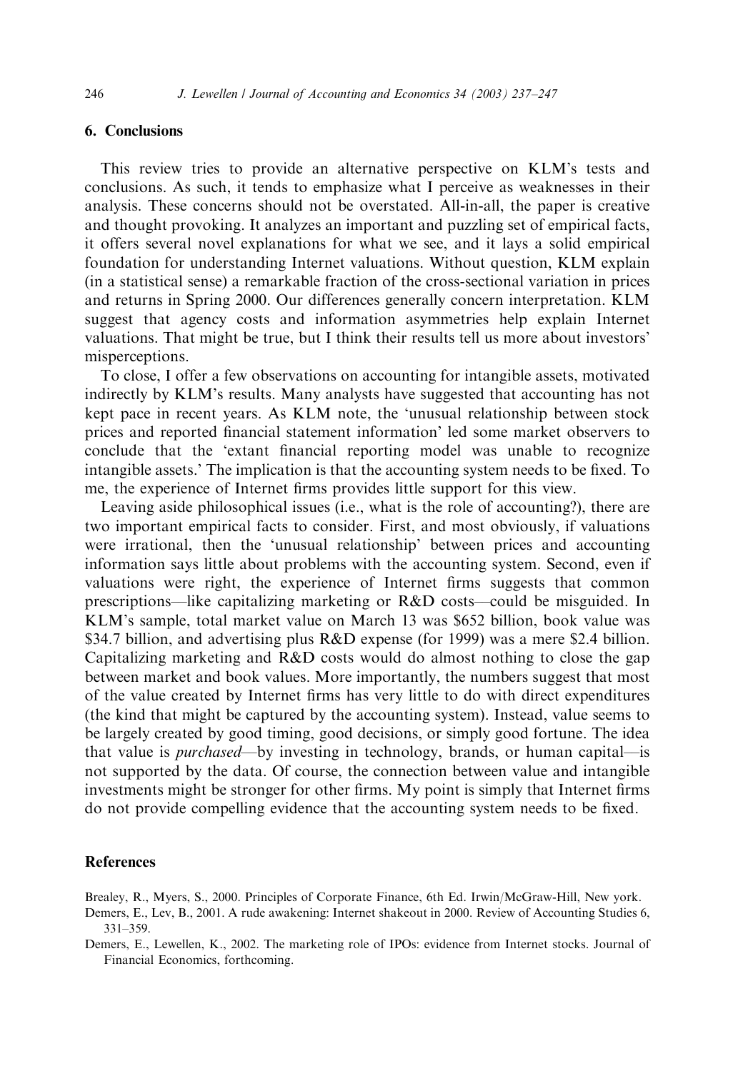## 6. Conclusions

This review tries to provide an alternative perspective on KLM's tests and conclusions. As such, it tends to emphasize what I perceive as weaknesses in their analysis. These concerns should not be overstated. All-in-all, the paper is creative and thought provoking. It analyzes an important and puzzling set of empirical facts, it offers several novel explanations for what we see, and it lays a solid empirical foundation for understanding Internet valuations. Without question, KLM explain (in a statistical sense) a remarkable fraction of the cross-sectional variation in prices and returns in Spring 2000. Our differences generally concern interpretation. KLM suggest that agency costs and information asymmetries help explain Internet valuations. That might be true, but I think their results tell us more about investors' misperceptions.

To close, I offer a few observations on accounting for intangible assets, motivated indirectly by KLM's results. Many analysts have suggested that accounting has not kept pace in recent years. As KLM note, the 'unusual relationship between stock prices and reported financial statement information' led some market observers to conclude that the 'extant financial reporting model was unable to recognize intangible assets.' The implication is that the accounting system needs to be fixed. To me, the experience of Internet firms provides little support for this view.

Leaving aside philosophical issues (i.e., what is the role of accounting?), there are two important empirical facts to consider. First, and most obviously, if valuations were irrational, then the 'unusual relationship' between prices and accounting information says little about problems with the accounting system. Second, even if valuations were right, the experience of Internet firms suggests that common prescriptions—like capitalizing marketing or R&D costs—could be misguided. In KLM's sample, total market value on March 13 was $652 billion, book value was $34.7 billion, and advertising plus R&D expense (for 1999) was a mere $2.4 billion. Capitalizing marketing and R&D costs would do almost nothing to close the gap between market and book values. More importantly, the numbers suggest that most of the value created by Internet firms has very little to do with direct expenditures (the kind that might be captured by the accounting system). Instead, value seems to be largely created by good timing, good decisions, or simply good fortune. The idea that value is *purchased*—by investing in technology, brands, or human capital—is not supported by the data. Of course, the connection between value and intangible investments might be stronger for other firms. My point is simply that Internet firms do not provide compelling evidence that the accounting system needs to be fixed.

## References

Brealey, R., Myers, S., 2000. Principles of Corporate Finance, 6th Ed. Irwin/McGraw-Hill, New york.

Demers, E., Lev, B., 2001. A rude awakening: Internet shakeout in 2000. Review of Accounting Studies 6, 331–359.

Demers, E., Lewellen, K., 2002. The marketing role of IPOs: evidence from Internet stocks. Journal of Financial Economics, forthcoming.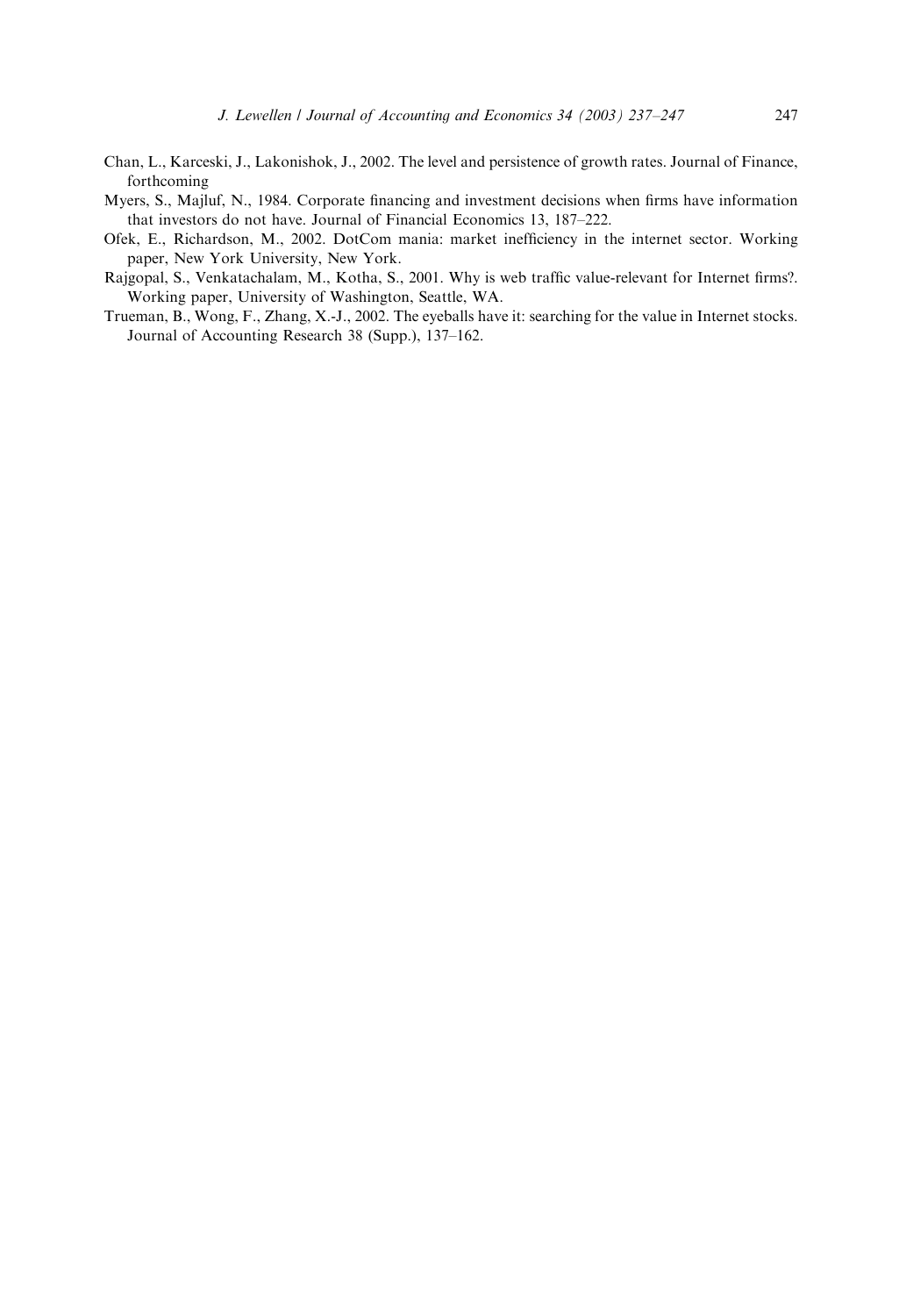Chan, L., Karceski, J., Lakonishok, J., 2002. The level and persistence of growth rates. Journal of Finance, forthcoming

Myers, S., Majluf, N., 1984. Corporate financing and investment decisions when firms have information that investors do not have. Journal of Financial Economics 13, 187–222.

Ofek, E., Richardson, M., 2002. DotCom mania: market inefficiency in the internet sector. Working paper, New York University, New York.

Rajgopal, S., Venkatachalam, M., Kotha, S., 2001. Why is web traffic value-relevant for Internet firms?. Working paper, University of Washington, Seattle, WA.

Trueman, B., Wong, F., Zhang, X.-J., 2002. The eyeballs have it: searching for the value in Internet stocks. Journal of Accounting Research 38 (Supp.), 137–162.